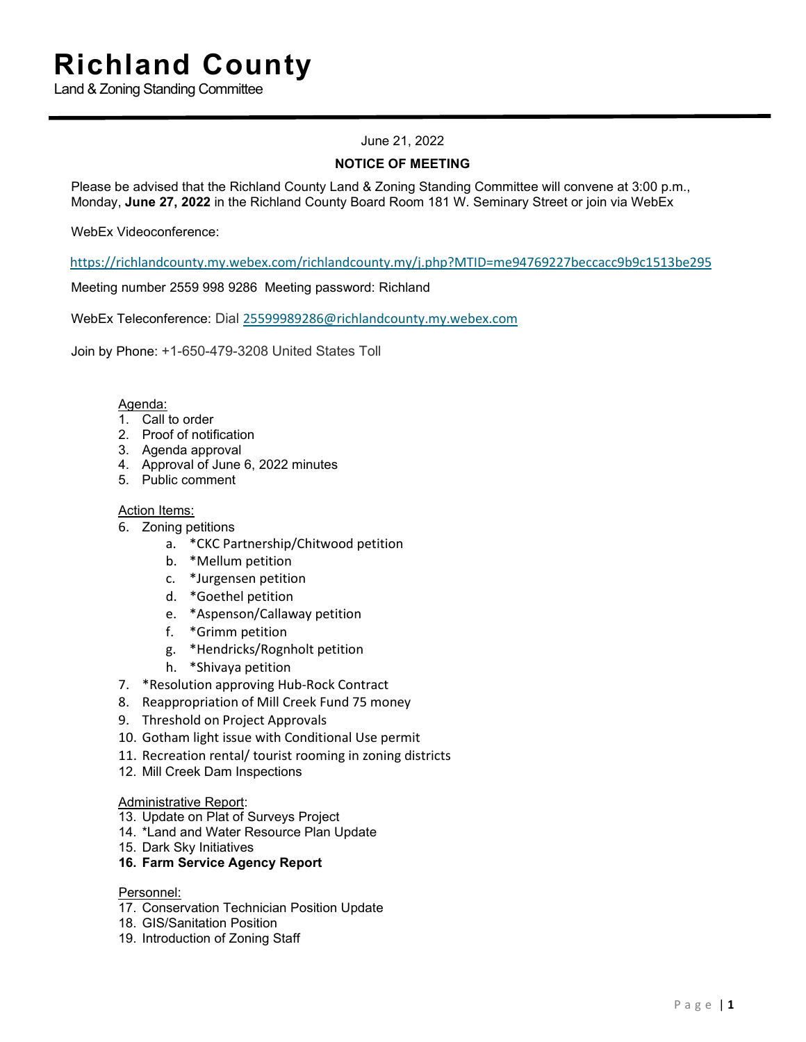# Richland County

Land & Zoning Standing Committee

June 21, 2022

**NOTICE OF MEETING**

Please be advised that the Richland County Land & Zoning Standing Committee will convene at 3:00 p.m., Monday, **June 27, 2022** in the Richland County Board Room 181 W. Seminary Street or join via WebEx

WebEx Videoconference:

https://richlandcounty.my.webex.com/richlandcounty.my/j.php?MTID=me94769227beccacc9b9c1513be295

Meeting number 2559 998 9286 Meeting password: Richland

WebEx Teleconference: Dial 25599989286@richlandcounty.my.webex.com

Join by Phone: +1-650-479-3208 United States Toll

Agenda:

1. Call to order
2. Proof of notification
3. Agenda approval
4. Approval of June 6, 2022 minutes
5. Public comment

Action Items:

6. Zoning petitions
    a. *CKC Partnership/Chitwood petition
    b. *Mellum petition
    c. *Jurgensen petition
    d. *Goethel petition
    e. *Aspenson/Callaway petition
    f. *Grimm petition
    g. *Hendricks/Rognholt petition
    h. *Shivaya petition
7. *Resolution approving Hub-Rock Contract
8. Reappropriation of Mill Creek Fund 75 money
9. Threshold on Project Approvals
10. Gotham light issue with Conditional Use permit
11. Recreation rental/ tourist rooming in zoning districts
12. Mill Creek Dam Inspections

Administrative Report:

13. Update on Plat of Surveys Project
14. *Land and Water Resource Plan Update
15. Dark Sky Initiatives
16. **Farm Service Agency Report**

Personnel:

17. Conservation Technician Position Update
18. GIS/Sanitation Position
19. Introduction of Zoning Staff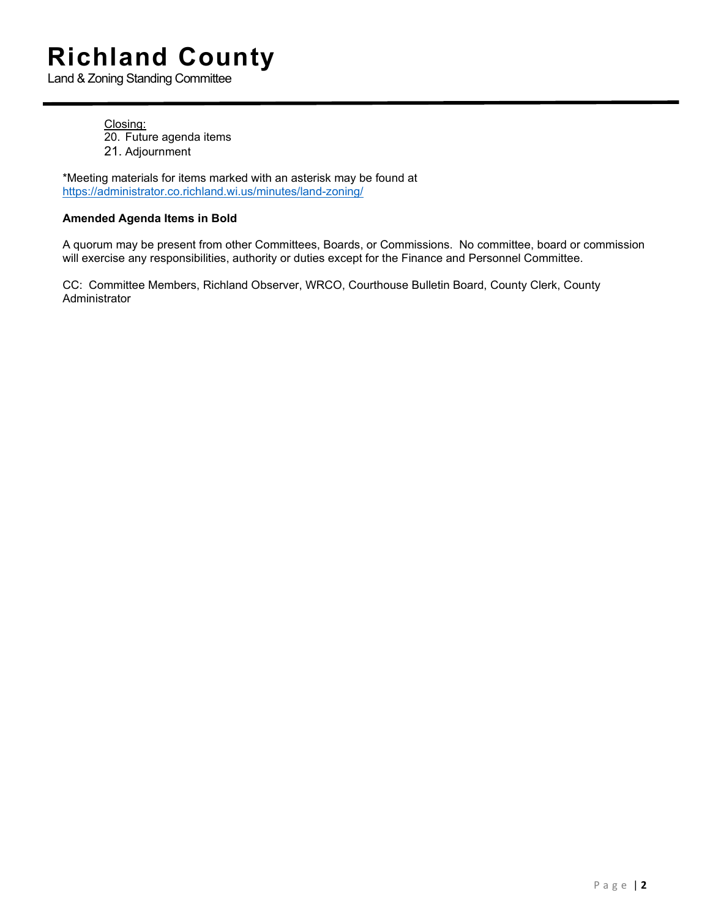# Richland County

Land & Zoning Standing Committee

Closing:

20. Future agenda items
21. Adjournment

*Meeting materials for items marked with an asterisk may be found at https://administrator.co.richland.wi.us/minutes/land-zoning/

**Amended Agenda Items in Bold**

A quorum may be present from other Committees, Boards, or Commissions. No committee, board or commission will exercise any responsibilities, authority or duties except for the Finance and Personnel Committee.

CC: Committee Members, Richland Observer, WRCO, Courthouse Bulletin Board, County Clerk, County Administrator